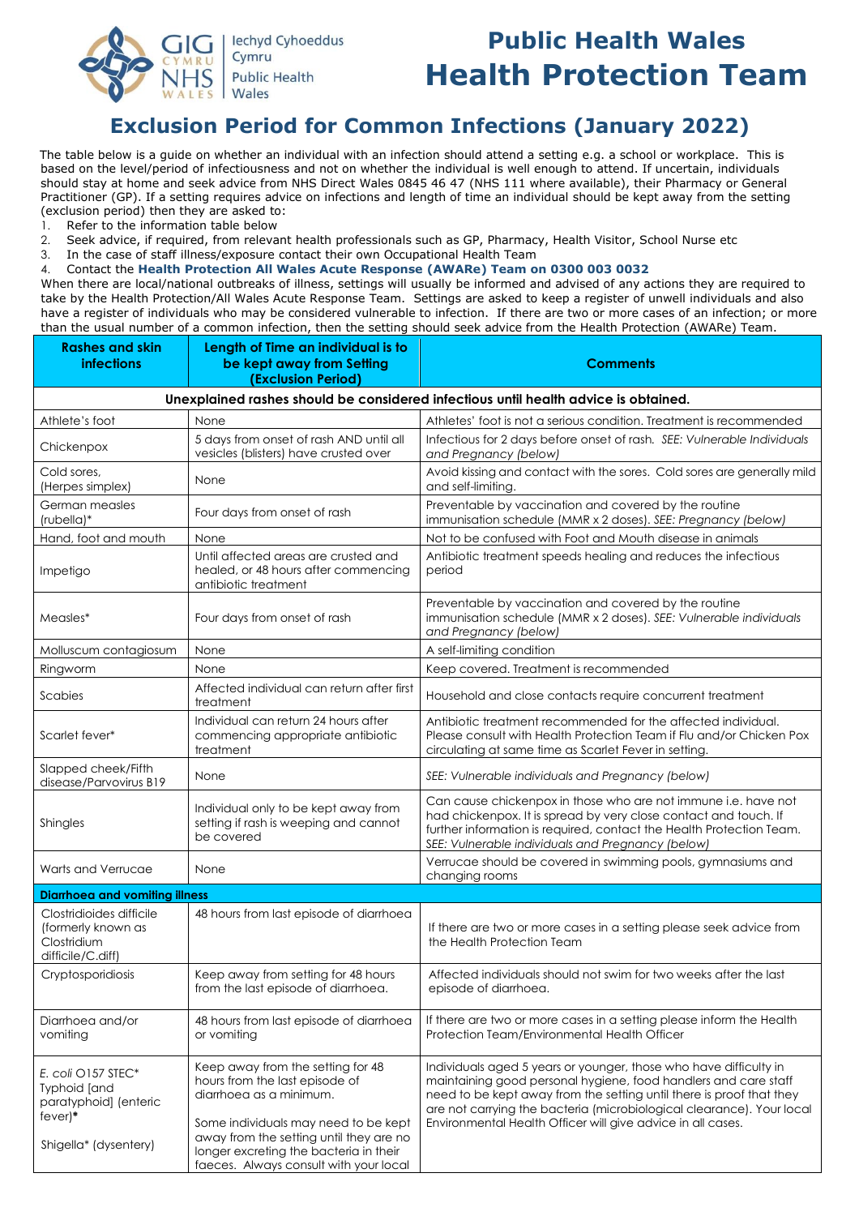# Public Health Wales Health Protection Team

## Exclusion Period for Common Infections (January 2022)

The table below is a guide on whether an individual with an infection should attend a setting e.g. a school or workplace. This is based on the level/period of infectiousness and not on whether the individual is well enough to attend. If uncertain, individuals should stay at home and seek advice from NHS Direct Wales 0845 46 47 (NHS 111 where available), their Pharmacy or General Practitioner (GP). If a setting requires advice on infections and length of time an individual should be kept away from the setting (exclusion period) then they are asked to:

1. Refer to the information table below
2. Seek advice, if required, from relevant health professionals such as GP, Pharmacy, Health Visitor, School Nurse etc
3. In the case of staff illness/exposure contact their own Occupational Health Team
4. Contact the **Health Protection All Wales Acute Response (AWARe) Team on 0300 003 0032**

When there are local/national outbreaks of illness, settings will usually be informed and advised of any actions they are required to take by the Health Protection/All Wales Acute Response Team. Settings are asked to keep a register of unwell individuals and also have a register of individuals who may be considered vulnerable to infection. If there are two or more cases of an infection; or more than the usual number of a common infection, then the setting should seek advice from the Health Protection (AWARe) Team.

| Rashes and skin infections | Length of Time an individual is to be kept away from Setting (Exclusion Period) | Comments |
|---|---|---|
| **Unexplained rashes should be considered infectious until health advice is obtained.** | | |
| Athlete's foot | None | Athletes' foot is not a serious condition. Treatment is recommended |
| Chickenpox | 5 days from onset of rash AND until all vesicles (blisters) have crusted over | Infectious for 2 days before onset of rash. *SEE: Vulnerable Individuals and Pregnancy (below)* |
| Cold sores, (Herpes simplex) | None | Avoid kissing and contact with the sores. Cold sores are generally mild and self-limiting. |
| German measles (rubella)* | Four days from onset of rash | Preventable by vaccination and covered by the routine immunisation schedule (MMR x 2 doses). *SEE: Pregnancy (below)* |
| Hand, foot and mouth | None | Not to be confused with Foot and Mouth disease in animals |
| Impetigo | Until affected areas are crusted and healed, or 48 hours after commencing antibiotic treatment | Antibiotic treatment speeds healing and reduces the infectious period |
| Measles* | Four days from onset of rash | Preventable by vaccination and covered by the routine immunisation schedule (MMR x 2 doses). *SEE: Vulnerable individuals and Pregnancy (below)* |
| Molluscum contagiosum | None | A self-limiting condition |
| Ringworm | None | Keep covered. Treatment is recommended |
| Scabies | Affected individual can return after first treatment | Household and close contacts require concurrent treatment |
| Scarlet fever* | Individual can return 24 hours after commencing appropriate antibiotic treatment | Antibiotic treatment recommended for the affected individual. Please consult with Health Protection Team if Flu and/or Chicken Pox circulating at same time as Scarlet Fever in setting. |
| Slapped cheek/Fifth disease/Parvovirus B19 | None | *SEE: Vulnerable individuals and Pregnancy (below)* |
| Shingles | Individual only to be kept away from setting if rash is weeping and cannot be covered | Can cause chickenpox in those who are not immune i.e. have not had chickenpox. It is spread by very close contact and touch. If further information is required, contact the Health Protection Team. *SEE: Vulnerable individuals and Pregnancy (below)* |
| Warts and Verrucae | None | Verrucae should be covered in swimming pools, gymnasiums and changing rooms |
| **Diarrhoea and vomiting illness** | | |
| Clostridioides difficile (formerly known as Clostridium difficile/C.diff) | 48 hours from last episode of diarrhoea | If there are two or more cases in a setting please seek advice from the Health Protection Team |
| Cryptosporidiosis | Keep away from setting for 48 hours from the last episode of diarrhoea. | Affected individuals should not swim for two weeks after the last episode of diarrhoea. |
| Diarrhoea and/or vomiting | 48 hours from last episode of diarrhoea or vomiting | If there are two or more cases in a setting please inform the Health Protection Team/Environmental Health Officer |
| *E. coli* O157 STEC* Typhoid [and paratyphoid] (enteric fever)* Shigella* (dysentery) | Keep away from the setting for 48 hours from the last episode of diarrhoea as a minimum. Some individuals may need to be kept away from the setting until they are no longer excreting the bacteria in their faeces. Always consult with your local | Individuals aged 5 years or younger, those who have difficulty in maintaining good personal hygiene, food handlers and care staff need to be kept away from the setting until there is proof that they are not carrying the bacteria (microbiological clearance). Your local Environmental Health Officer will give advice in all cases. |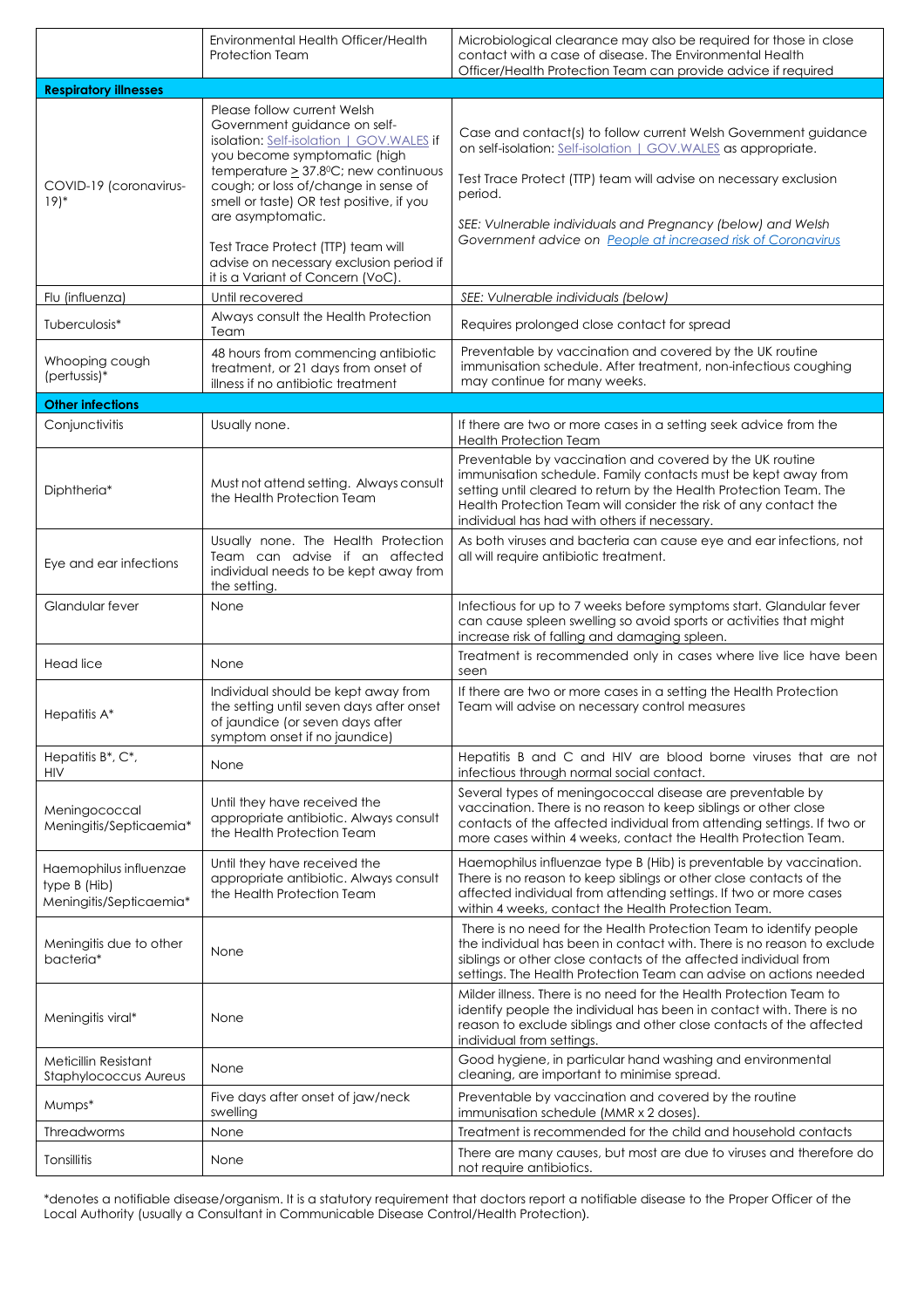| | | |
|---|---|---|
| | Environmental Health Officer/Health Protection Team | Microbiological clearance may also be required for those in close contact with a case of disease. The Environmental Health Officer/Health Protection Team can provide advice if required |
| **Respiratory illnesses** | | |
| COVID-19 (coronavirus-19)* | Please follow current Welsh Government guidance on self-isolation: [Self-isolation \| GOV.WALES] if you become symptomatic (high temperature ≥ 37.8ºC; new continuous cough; or loss of/change in sense of smell or taste) OR test positive, if you are asymptomatic.<br><br>Test Trace Protect (TTP) team will advise on necessary exclusion period if it is a Variant of Concern (VoC). | Case and contact(s) to follow current Welsh Government guidance on self-isolation: [Self-isolation \| GOV.WALES] as appropriate.<br><br>Test Trace Protect (TTP) team will advise on necessary exclusion period.<br><br>*SEE: Vulnerable individuals and Pregnancy (below) and Welsh Government advice on [People at increased risk of Coronavirus]* |
| Flu (influenza) | Until recovered | *SEE: Vulnerable individuals (below)* |
| Tuberculosis* | Always consult the Health Protection Team | Requires prolonged close contact for spread |
| Whooping cough (pertussis)* | 48 hours from commencing antibiotic treatment, or 21 days from onset of illness if no antibiotic treatment | Preventable by vaccination and covered by the UK routine immunisation schedule. After treatment, non-infectious coughing may continue for many weeks. |
| **Other infections** | | |
| Conjunctivitis | Usually none. | If there are two or more cases in a setting seek advice from the Health Protection Team |
| Diphtheria* | Must not attend setting. Always consult the Health Protection Team | Preventable by vaccination and covered by the UK routine immunisation schedule. Family contacts must be kept away from setting until cleared to return by the Health Protection Team. The Health Protection Team will consider the risk of any contact the individual has had with others if necessary. |
| Eye and ear infections | Usually none. The Health Protection Team can advise if an affected individual needs to be kept away from the setting. | As both viruses and bacteria can cause eye and ear infections, not all will require antibiotic treatment. |
| Glandular fever | None | Infectious for up to 7 weeks before symptoms start. Glandular fever can cause spleen swelling so avoid sports or activities that might increase risk of falling and damaging spleen. |
| Head lice | None | Treatment is recommended only in cases where live lice have been seen |
| Hepatitis A* | Individual should be kept away from the setting until seven days after onset of jaundice (or seven days after symptom onset if no jaundice) | If there are two or more cases in a setting the Health Protection Team will advise on necessary control measures |
| Hepatitis B*, C*, HIV | None | Hepatitis B and C and HIV are blood borne viruses that are not infectious through normal social contact. |
| Meningococcal Meningitis/Septicaemia* | Until they have received the appropriate antibiotic. Always consult the Health Protection Team | Several types of meningococcal disease are preventable by vaccination. There is no reason to keep siblings or other close contacts of the affected individual from attending settings. If two or more cases within 4 weeks, contact the Health Protection Team. |
| Haemophilus influenzae type B (Hib) Meningitis/Septicaemia* | Until they have received the appropriate antibiotic. Always consult the Health Protection Team | Haemophilus influenzae type B (Hib) is preventable by vaccination. There is no reason to keep siblings or other close contacts of the affected individual from attending settings. If two or more cases within 4 weeks, contact the Health Protection Team. |
| Meningitis due to other bacteria* | None | There is no need for the Health Protection Team to identify people the individual has been in contact with. There is no reason to exclude siblings or other close contacts of the affected individual from settings. The Health Protection Team can advise on actions needed |
| Meningitis viral* | None | Milder illness. There is no need for the Health Protection Team to identify people the individual has been in contact with. There is no reason to exclude siblings and other close contacts of the affected individual from settings. |
| Meticillin Resistant Staphylococcus Aureus | None | Good hygiene, in particular hand washing and environmental cleaning, are important to minimise spread. |
| Mumps* | Five days after onset of jaw/neck swelling | Preventable by vaccination and covered by the routine immunisation schedule (MMR x 2 doses). |
| Threadworms | None | Treatment is recommended for the child and household contacts |
| Tonsillitis | None | There are many causes, but most are due to viruses and therefore do not require antibiotics. |

*denotes a notifiable disease/organism. It is a statutory requirement that doctors report a notifiable disease to the Proper Officer of the Local Authority (usually a Consultant in Communicable Disease Control/Health Protection).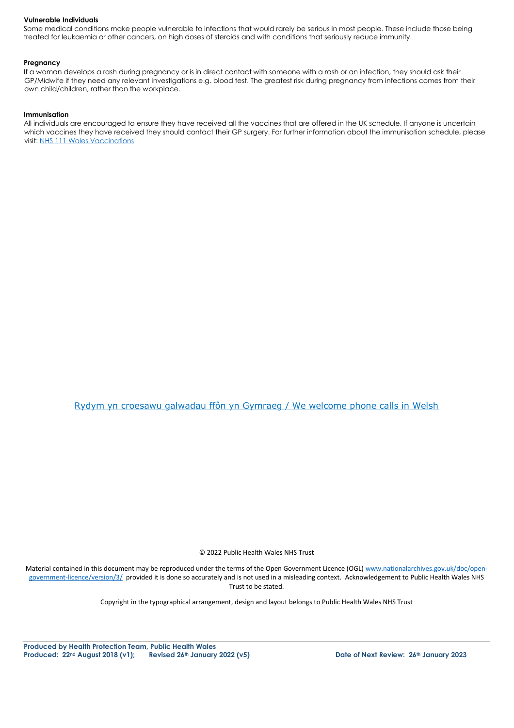**Vulnerable Individuals**

Some medical conditions make people vulnerable to infections that would rarely be serious in most people. These include those being treated for leukaemia or other cancers, on high doses of steroids and with conditions that seriously reduce immunity.

**Pregnancy**

If a woman develops a rash during pregnancy or is in direct contact with someone with a rash or an infection, they should ask their GP/Midwife if they need any relevant investigations e.g. blood test. The greatest risk during pregnancy from infections comes from their own child/children, rather than the workplace.

**Immunisation**

All individuals are encouraged to ensure they have received all the vaccines that are offered in the UK schedule. If anyone is uncertain which vaccines they have received they should contact their GP surgery. For further information about the immunisation schedule, please visit: NHS 111 Wales Vaccinations

Rydym yn croesawu galwadau ffôn yn Gymraeg / We welcome phone calls in Welsh

© 2022 Public Health Wales NHS Trust

Material contained in this document may be reproduced under the terms of the Open Government Licence (OGL) www.nationalarchives.gov.uk/doc/open-government-licence/version/3/ provided it is done so accurately and is not used in a misleading context. Acknowledgement to Public Health Wales NHS Trust to be stated.

Copyright in the typographical arrangement, design and layout belongs to Public Health Wales NHS Trust

**Produced by Health Protection Team, Public Health Wales**
**Produced: 22nd August 2018 (v1); Revised 26th January 2022 (v5) Date of Next Review: 26th January 2023**